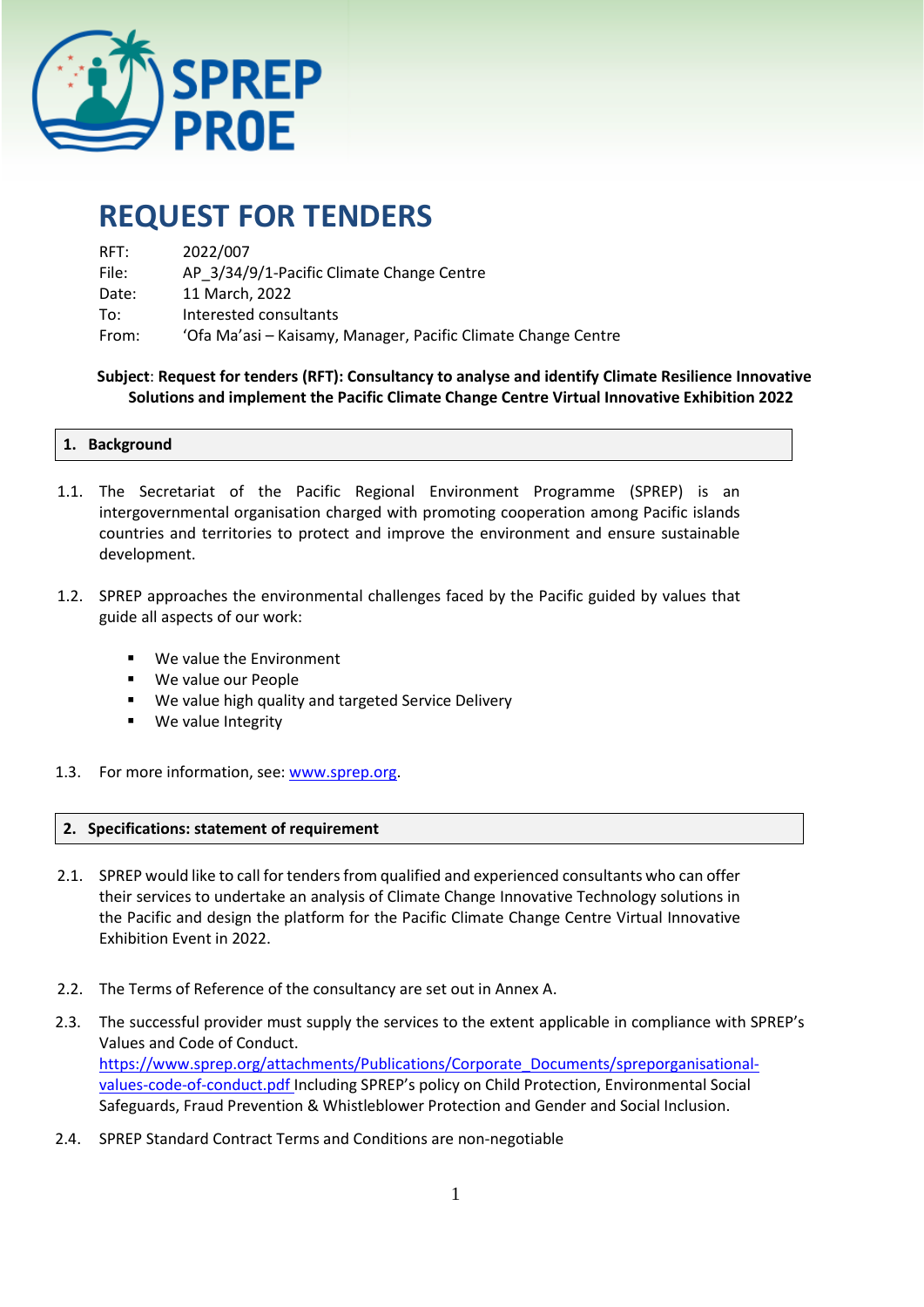# REQUEST FOR TENDERS

RFT: 2022/007

File: AP_3/34/9/1-Pacific Climate Change Centre

Date: 11 March, 2022

To: Interested consultants

From: 'Ofa Ma'asi – Kaisamy, Manager, Pacific Climate Change Centre

**Subject**: **Request for tenders (RFT): Consultancy to analyse and identify Climate Resilience Innovative Solutions and implement the Pacific Climate Change Centre Virtual Innovative Exhibition 2022**

## 1. Background

1.1. The Secretariat of the Pacific Regional Environment Programme (SPREP) is an intergovernmental organisation charged with promoting cooperation among Pacific islands countries and territories to protect and improve the environment and ensure sustainable development.

1.2. SPREP approaches the environmental challenges faced by the Pacific guided by values that guide all aspects of our work:

- We value the Environment
- We value our People
- We value high quality and targeted Service Delivery
- We value Integrity

1.3. For more information, see: [www.sprep.org](www.sprep.org).

## 2. Specifications: statement of requirement

2.1. SPREP would like to call for tenders from qualified and experienced consultants who can offer their services to undertake an analysis of Climate Change Innovative Technology solutions in the Pacific and design the platform for the Pacific Climate Change Centre Virtual Innovative Exhibition Event in 2022.

2.2. The Terms of Reference of the consultancy are set out in Annex A.

2.3. The successful provider must supply the services to the extent applicable in compliance with SPREP's Values and Code of Conduct. [https://www.sprep.org/attachments/Publications/Corporate_Documents/spreporganisational-values-code-of-conduct.pdf](https://www.sprep.org/attachments/Publications/Corporate_Documents/spreporganisational-values-code-of-conduct.pdf) Including SPREP's policy on Child Protection, Environmental Social Safeguards, Fraud Prevention & Whistleblower Protection and Gender and Social Inclusion.

2.4. SPREP Standard Contract Terms and Conditions are non-negotiable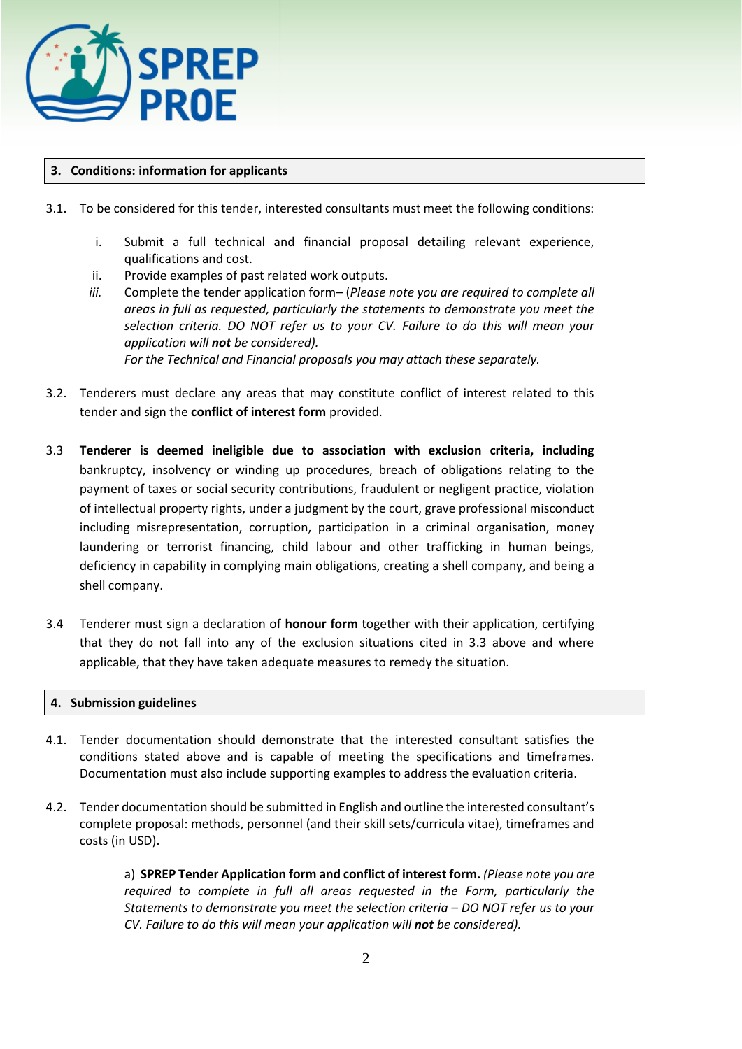## 3. Conditions: information for applicants

3.1. To be considered for this tender, interested consultants must meet the following conditions:

i. Submit a full technical and financial proposal detailing relevant experience, qualifications and cost.

ii. Provide examples of past related work outputs.

*iii.* Complete the tender application form– (*Please note you are required to complete all areas in full as requested, particularly the statements to demonstrate you meet the selection criteria. DO NOT refer us to your CV. Failure to do this will mean your application will **not** be considered).*

*For the Technical and Financial proposals you may attach these separately.*

3.2. Tenderers must declare any areas that may constitute conflict of interest related to this tender and sign the **conflict of interest form** provided.

3.3 **Tenderer is deemed ineligible due to association with exclusion criteria, including** bankruptcy, insolvency or winding up procedures, breach of obligations relating to the payment of taxes or social security contributions, fraudulent or negligent practice, violation of intellectual property rights, under a judgment by the court, grave professional misconduct including misrepresentation, corruption, participation in a criminal organisation, money laundering or terrorist financing, child labour and other trafficking in human beings, deficiency in capability in complying main obligations, creating a shell company, and being a shell company.

3.4 Tenderer must sign a declaration of **honour form** together with their application, certifying that they do not fall into any of the exclusion situations cited in 3.3 above and where applicable, that they have taken adequate measures to remedy the situation.

## 4. Submission guidelines

4.1. Tender documentation should demonstrate that the interested consultant satisfies the conditions stated above and is capable of meeting the specifications and timeframes. Documentation must also include supporting examples to address the evaluation criteria.

4.2. Tender documentation should be submitted in English and outline the interested consultant's complete proposal: methods, personnel (and their skill sets/curricula vitae), timeframes and costs (in USD).

a) **SPREP Tender Application form and conflict of interest form.** *(Please note you are required to complete in full all areas requested in the Form, particularly the Statements to demonstrate you meet the selection criteria – DO NOT refer us to your CV. Failure to do this will mean your application will **not** be considered).*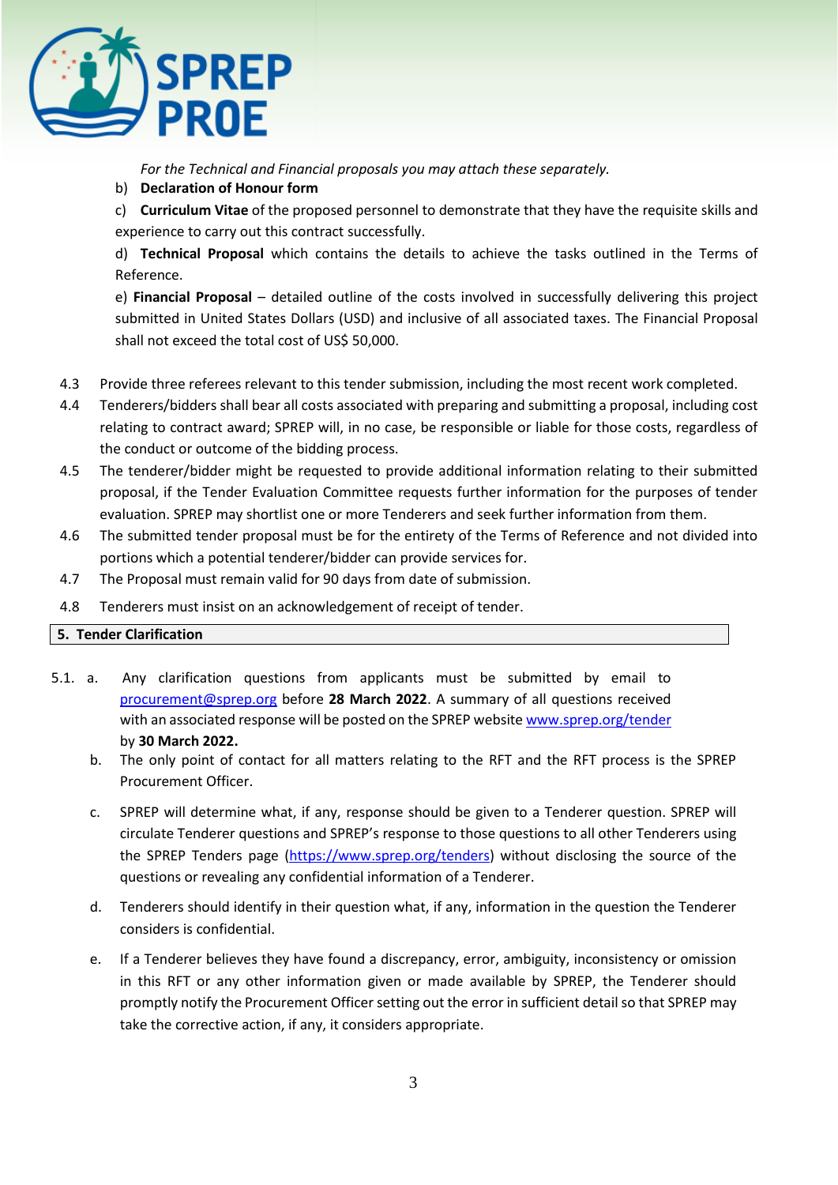*For the Technical and Financial proposals you may attach these separately.*

b) **Declaration of Honour form**

c) **Curriculum Vitae** of the proposed personnel to demonstrate that they have the requisite skills and experience to carry out this contract successfully.

d) **Technical Proposal** which contains the details to achieve the tasks outlined in the Terms of Reference.

e) **Financial Proposal** – detailed outline of the costs involved in successfully delivering this project submitted in United States Dollars (USD) and inclusive of all associated taxes. The Financial Proposal shall not exceed the total cost of US$ 50,000.

4.3 Provide three referees relevant to this tender submission, including the most recent work completed.

4.4 Tenderers/bidders shall bear all costs associated with preparing and submitting a proposal, including cost relating to contract award; SPREP will, in no case, be responsible or liable for those costs, regardless of the conduct or outcome of the bidding process.

4.5 The tenderer/bidder might be requested to provide additional information relating to their submitted proposal, if the Tender Evaluation Committee requests further information for the purposes of tender evaluation. SPREP may shortlist one or more Tenderers and seek further information from them.

4.6 The submitted tender proposal must be for the entirety of the Terms of Reference and not divided into portions which a potential tenderer/bidder can provide services for.

4.7 The Proposal must remain valid for 90 days from date of submission.

4.8 Tenderers must insist on an acknowledgement of receipt of tender.

## 5. Tender Clarification

5.1. a. Any clarification questions from applicants must be submitted by email to procurement@sprep.org before **28 March 2022**. A summary of all questions received with an associated response will be posted on the SPREP website www.sprep.org/tender by **30 March 2022.**

b. The only point of contact for all matters relating to the RFT and the RFT process is the SPREP Procurement Officer.

c. SPREP will determine what, if any, response should be given to a Tenderer question. SPREP will circulate Tenderer questions and SPREP's response to those questions to all other Tenderers using the SPREP Tenders page (https://www.sprep.org/tenders) without disclosing the source of the questions or revealing any confidential information of a Tenderer.

d. Tenderers should identify in their question what, if any, information in the question the Tenderer considers is confidential.

e. If a Tenderer believes they have found a discrepancy, error, ambiguity, inconsistency or omission in this RFT or any other information given or made available by SPREP, the Tenderer should promptly notify the Procurement Officer setting out the error in sufficient detail so that SPREP may take the corrective action, if any, it considers appropriate.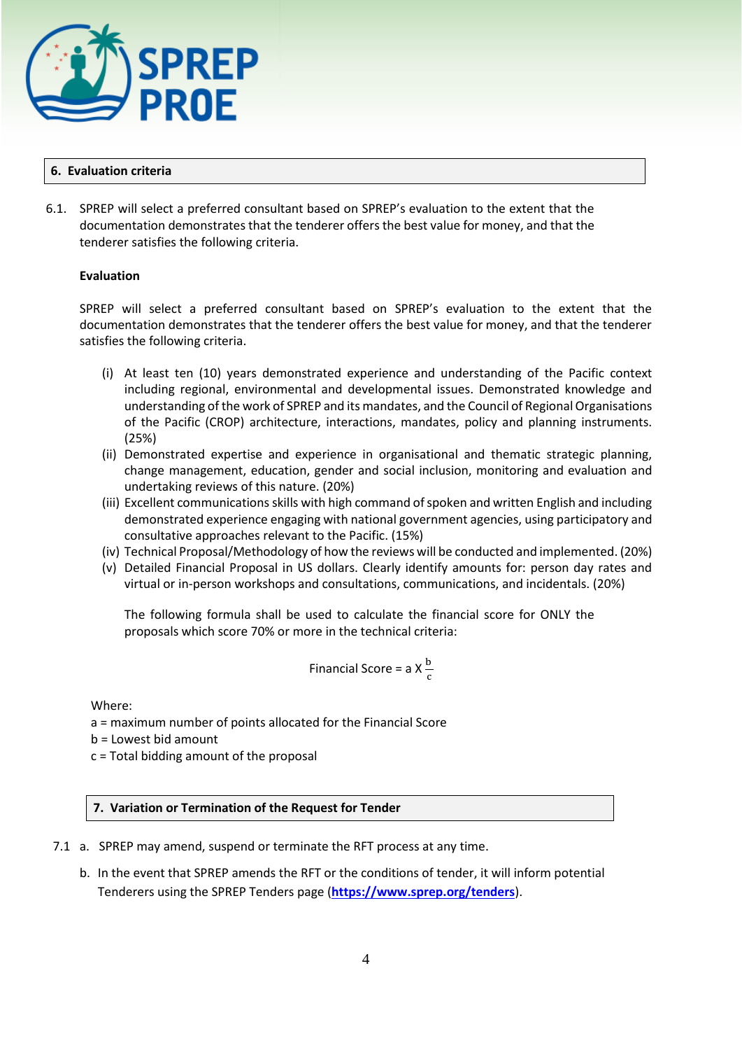## 6. Evaluation criteria

6.1. SPREP will select a preferred consultant based on SPREP's evaluation to the extent that the documentation demonstrates that the tenderer offers the best value for money, and that the tenderer satisfies the following criteria.

**Evaluation**

SPREP will select a preferred consultant based on SPREP's evaluation to the extent that the documentation demonstrates that the tenderer offers the best value for money, and that the tenderer satisfies the following criteria.

(i) At least ten (10) years demonstrated experience and understanding of the Pacific context including regional, environmental and developmental issues. Demonstrated knowledge and understanding of the work of SPREP and its mandates, and the Council of Regional Organisations of the Pacific (CROP) architecture, interactions, mandates, policy and planning instruments. (25%)

(ii) Demonstrated expertise and experience in organisational and thematic strategic planning, change management, education, gender and social inclusion, monitoring and evaluation and undertaking reviews of this nature. (20%)

(iii) Excellent communications skills with high command of spoken and written English and including demonstrated experience engaging with national government agencies, using participatory and consultative approaches relevant to the Pacific. (15%)

(iv) Technical Proposal/Methodology of how the reviews will be conducted and implemented. (20%)

(v) Detailed Financial Proposal in US dollars. Clearly identify amounts for: person day rates and virtual or in-person workshops and consultations, communications, and incidentals. (20%)

The following formula shall be used to calculate the financial score for ONLY the proposals which score 70% or more in the technical criteria:

$$\text{Financial Score} = a \times \frac{b}{c}$$

Where:
a = maximum number of points allocated for the Financial Score
b = Lowest bid amount
c = Total bidding amount of the proposal

## 7. Variation or Termination of the Request for Tender

7.1 a. SPREP may amend, suspend or terminate the RFT process at any time.

b. In the event that SPREP amends the RFT or the conditions of tender, it will inform potential Tenderers using the SPREP Tenders page (**https://www.sprep.org/tenders**).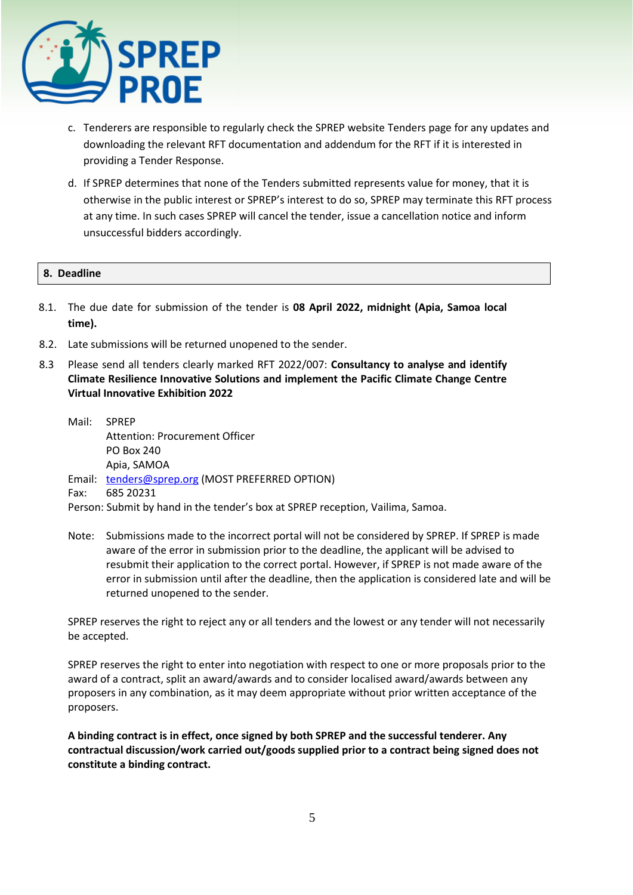c. Tenderers are responsible to regularly check the SPREP website Tenders page for any updates and downloading the relevant RFT documentation and addendum for the RFT if it is interested in providing a Tender Response.

d. If SPREP determines that none of the Tenders submitted represents value for money, that it is otherwise in the public interest or SPREP's interest to do so, SPREP may terminate this RFT process at any time. In such cases SPREP will cancel the tender, issue a cancellation notice and inform unsuccessful bidders accordingly.

## 8. Deadline

8.1. The due date for submission of the tender is **08 April 2022, midnight (Apia, Samoa local time).**

8.2. Late submissions will be returned unopened to the sender.

8.3 Please send all tenders clearly marked RFT 2022/007: **Consultancy to analyse and identify Climate Resilience Innovative Solutions and implement the Pacific Climate Change Centre Virtual Innovative Exhibition 2022**

Mail: SPREP
Attention: Procurement Officer
PO Box 240
Apia, SAMOA

Email: tenders@sprep.org (MOST PREFERRED OPTION)

Fax: 685 20231

Person: Submit by hand in the tender's box at SPREP reception, Vailima, Samoa.

Note: Submissions made to the incorrect portal will not be considered by SPREP. If SPREP is made aware of the error in submission prior to the deadline, the applicant will be advised to resubmit their application to the correct portal. However, if SPREP is not made aware of the error in submission until after the deadline, then the application is considered late and will be returned unopened to the sender.

SPREP reserves the right to reject any or all tenders and the lowest or any tender will not necessarily be accepted.

SPREP reserves the right to enter into negotiation with respect to one or more proposals prior to the award of a contract, split an award/awards and to consider localised award/awards between any proposers in any combination, as it may deem appropriate without prior written acceptance of the proposers.

**A binding contract is in effect, once signed by both SPREP and the successful tenderer. Any contractual discussion/work carried out/goods supplied prior to a contract being signed does not constitute a binding contract.**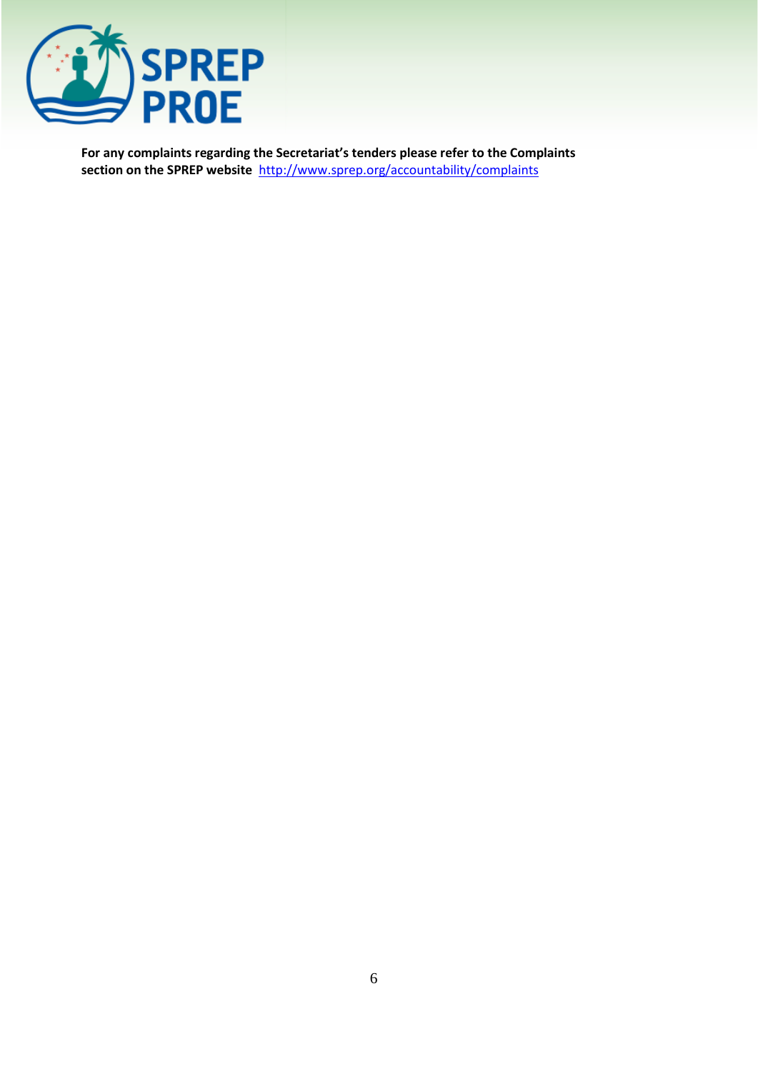**For any complaints regarding the Secretariat's tenders please refer to the Complaints section on the SPREP website** http://www.sprep.org/accountability/complaints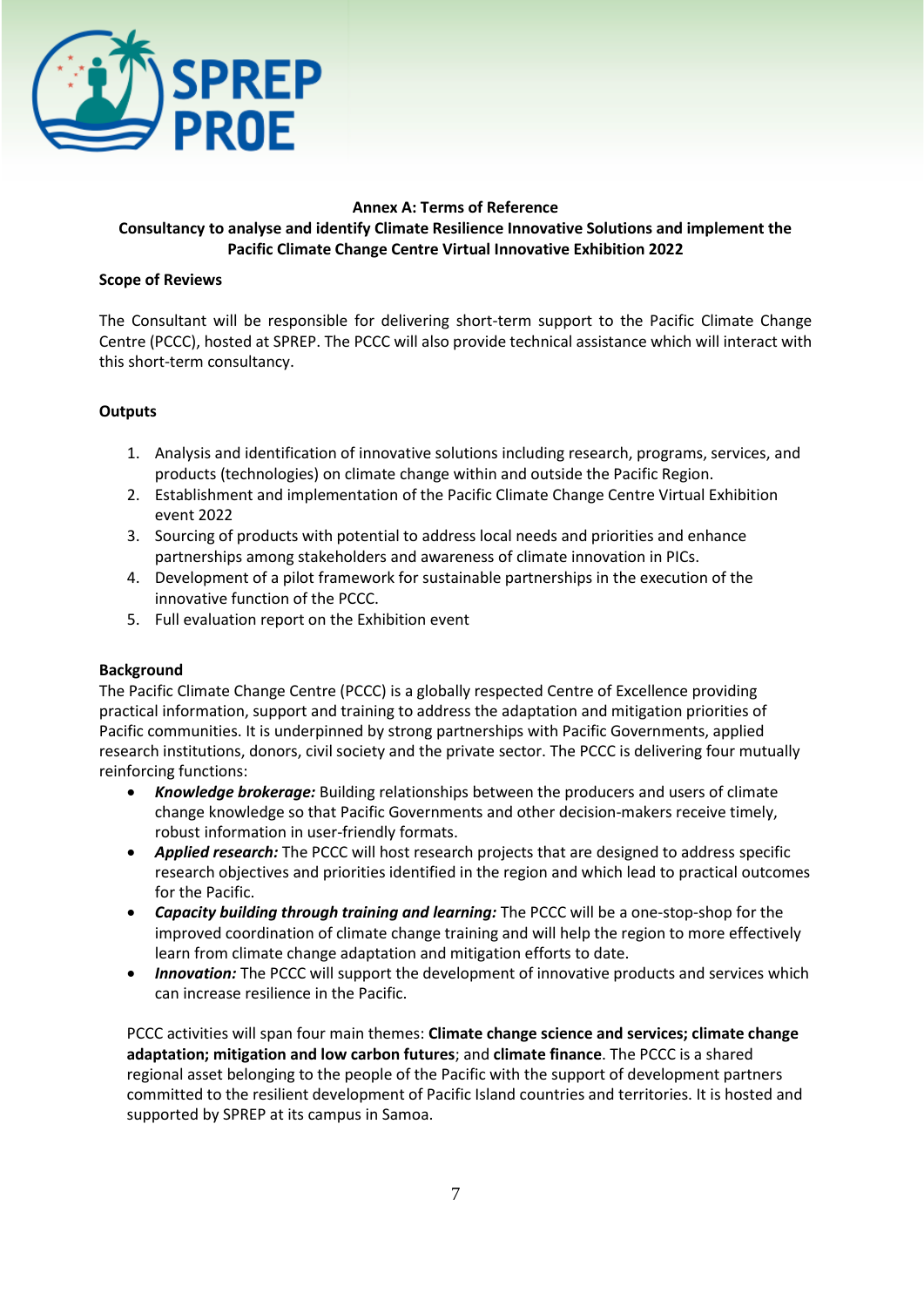**Annex A: Terms of Reference**

**Consultancy to analyse and identify Climate Resilience Innovative Solutions and implement the Pacific Climate Change Centre Virtual Innovative Exhibition 2022**

**Scope of Reviews**

The Consultant will be responsible for delivering short-term support to the Pacific Climate Change Centre (PCCC), hosted at SPREP. The PCCC will also provide technical assistance which will interact with this short-term consultancy.

**Outputs**

1. Analysis and identification of innovative solutions including research, programs, services, and products (technologies) on climate change within and outside the Pacific Region.
2. Establishment and implementation of the Pacific Climate Change Centre Virtual Exhibition event 2022
3. Sourcing of products with potential to address local needs and priorities and enhance partnerships among stakeholders and awareness of climate innovation in PICs.
4. Development of a pilot framework for sustainable partnerships in the execution of the innovative function of the PCCC.
5. Full evaluation report on the Exhibition event

**Background**

The Pacific Climate Change Centre (PCCC) is a globally respected Centre of Excellence providing practical information, support and training to address the adaptation and mitigation priorities of Pacific communities. It is underpinned by strong partnerships with Pacific Governments, applied research institutions, donors, civil society and the private sector. The PCCC is delivering four mutually reinforcing functions:

- ***Knowledge brokerage:*** Building relationships between the producers and users of climate change knowledge so that Pacific Governments and other decision-makers receive timely, robust information in user-friendly formats.
- ***Applied research:*** The PCCC will host research projects that are designed to address specific research objectives and priorities identified in the region and which lead to practical outcomes for the Pacific.
- ***Capacity building through training and learning:*** The PCCC will be a one-stop-shop for the improved coordination of climate change training and will help the region to more effectively learn from climate change adaptation and mitigation efforts to date.
- ***Innovation:*** The PCCC will support the development of innovative products and services which can increase resilience in the Pacific.

PCCC activities will span four main themes: **Climate change science and services; climate change adaptation; mitigation and low carbon futures**; and **climate finance**. The PCCC is a shared regional asset belonging to the people of the Pacific with the support of development partners committed to the resilient development of Pacific Island countries and territories. It is hosted and supported by SPREP at its campus in Samoa.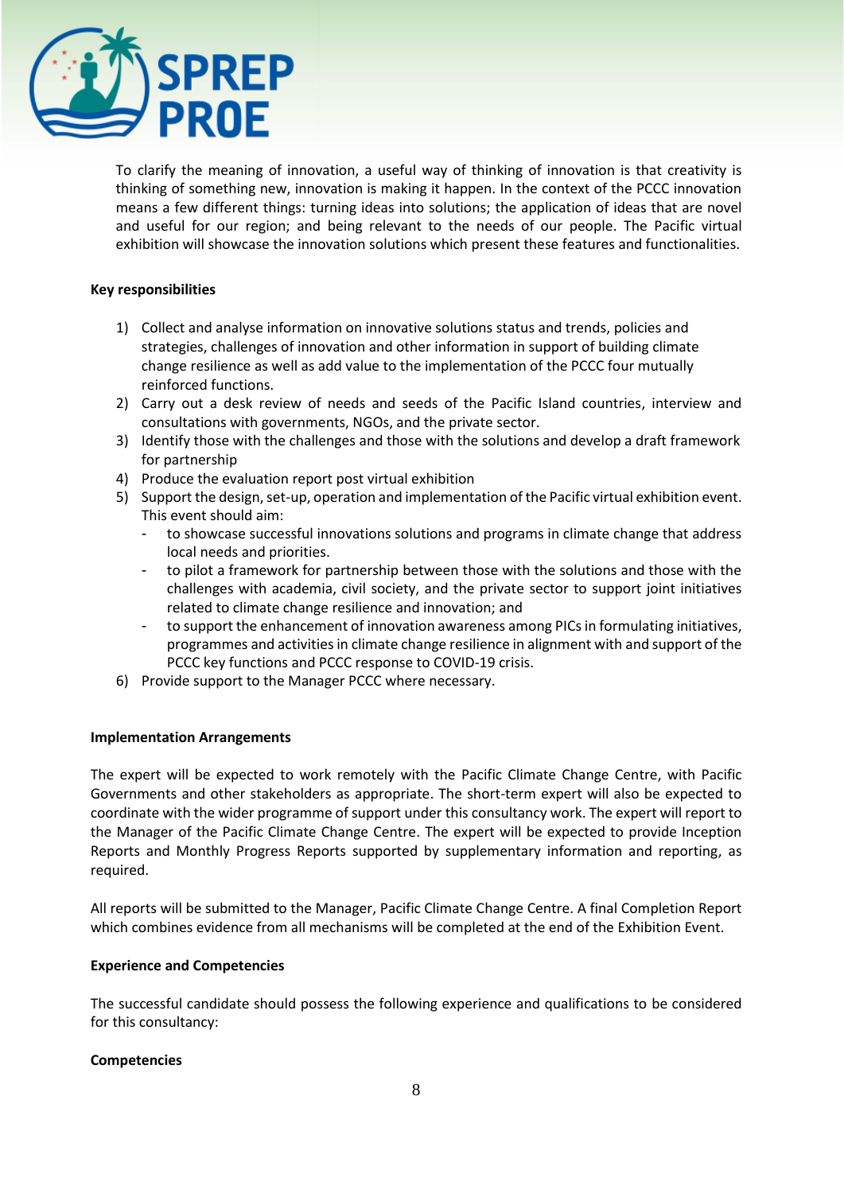To clarify the meaning of innovation, a useful way of thinking of innovation is that creativity is thinking of something new, innovation is making it happen. In the context of the PCCC innovation means a few different things: turning ideas into solutions; the application of ideas that are novel and useful for our region; and being relevant to the needs of our people. The Pacific virtual exhibition will showcase the innovation solutions which present these features and functionalities.

**Key responsibilities**

1) Collect and analyse information on innovative solutions status and trends, policies and strategies, challenges of innovation and other information in support of building climate change resilience as well as add value to the implementation of the PCCC four mutually reinforced functions.
2) Carry out a desk review of needs and seeds of the Pacific Island countries, interview and consultations with governments, NGOs, and the private sector.
3) Identify those with the challenges and those with the solutions and develop a draft framework for partnership
4) Produce the evaluation report post virtual exhibition
5) Support the design, set-up, operation and implementation of the Pacific virtual exhibition event. This event should aim:
   - to showcase successful innovations solutions and programs in climate change that address local needs and priorities.
   - to pilot a framework for partnership between those with the solutions and those with the challenges with academia, civil society, and the private sector to support joint initiatives related to climate change resilience and innovation; and
   - to support the enhancement of innovation awareness among PICs in formulating initiatives, programmes and activities in climate change resilience in alignment with and support of the PCCC key functions and PCCC response to COVID-19 crisis.
6) Provide support to the Manager PCCC where necessary.

**Implementation Arrangements**

The expert will be expected to work remotely with the Pacific Climate Change Centre, with Pacific Governments and other stakeholders as appropriate. The short-term expert will also be expected to coordinate with the wider programme of support under this consultancy work. The expert will report to the Manager of the Pacific Climate Change Centre. The expert will be expected to provide Inception Reports and Monthly Progress Reports supported by supplementary information and reporting, as required.

All reports will be submitted to the Manager, Pacific Climate Change Centre. A final Completion Report which combines evidence from all mechanisms will be completed at the end of the Exhibition Event.

**Experience and Competencies**

The successful candidate should possess the following experience and qualifications to be considered for this consultancy:

**Competencies**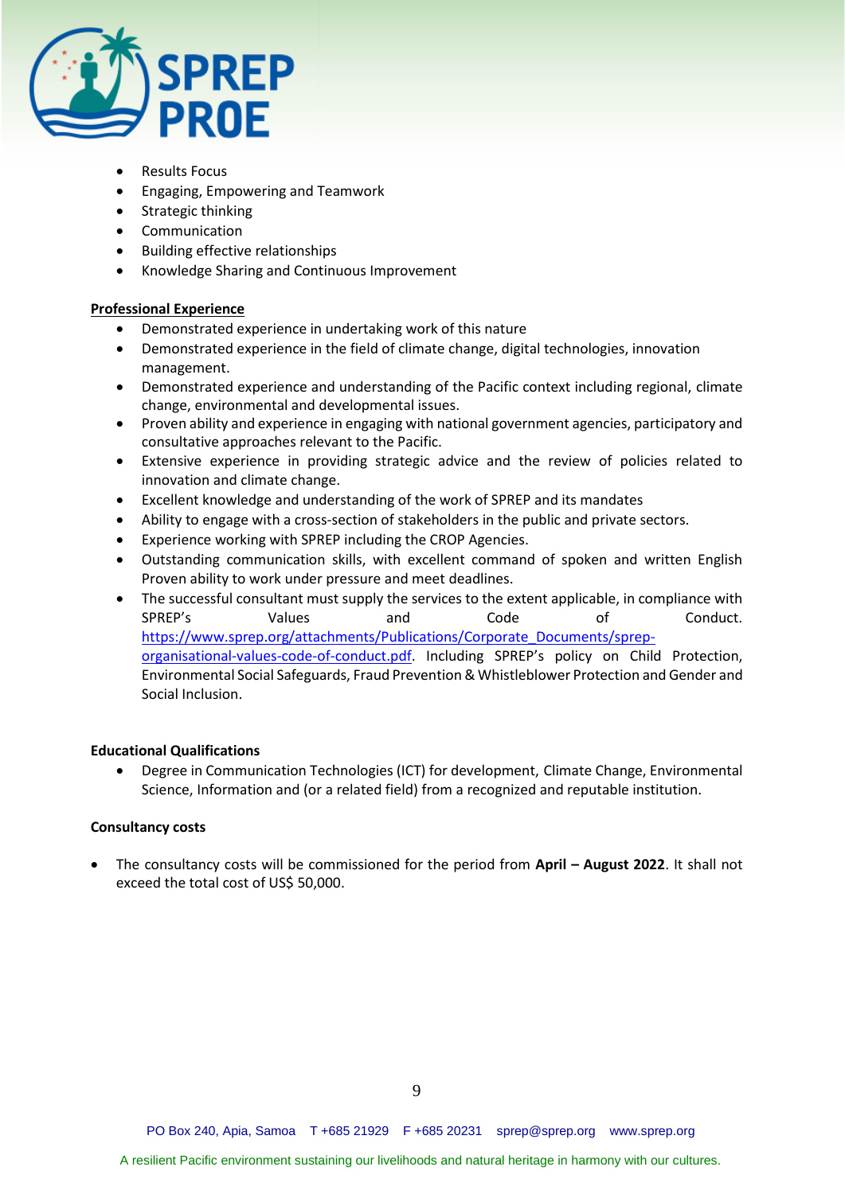- Results Focus
- Engaging, Empowering and Teamwork
- Strategic thinking
- Communication
- Building effective relationships
- Knowledge Sharing and Continuous Improvement

**Professional Experience**

- Demonstrated experience in undertaking work of this nature
- Demonstrated experience in the field of climate change, digital technologies, innovation management.
- Demonstrated experience and understanding of the Pacific context including regional, climate change, environmental and developmental issues.
- Proven ability and experience in engaging with national government agencies, participatory and consultative approaches relevant to the Pacific.
- Extensive experience in providing strategic advice and the review of policies related to innovation and climate change.
- Excellent knowledge and understanding of the work of SPREP and its mandates
- Ability to engage with a cross-section of stakeholders in the public and private sectors.
- Experience working with SPREP including the CROP Agencies.
- Outstanding communication skills, with excellent command of spoken and written English Proven ability to work under pressure and meet deadlines.
- The successful consultant must supply the services to the extent applicable, in compliance with SPREP's Values and Code of Conduct. https://www.sprep.org/attachments/Publications/Corporate_Documents/sprep-organisational-values-code-of-conduct.pdf. Including SPREP's policy on Child Protection, Environmental Social Safeguards, Fraud Prevention & Whistleblower Protection and Gender and Social Inclusion.

**Educational Qualifications**

- Degree in Communication Technologies (ICT) for development, Climate Change, Environmental Science, Information and (or a related field) from a recognized and reputable institution.

**Consultancy costs**

- The consultancy costs will be commissioned for the period from **April – August 2022**. It shall not exceed the total cost of US$ 50,000.